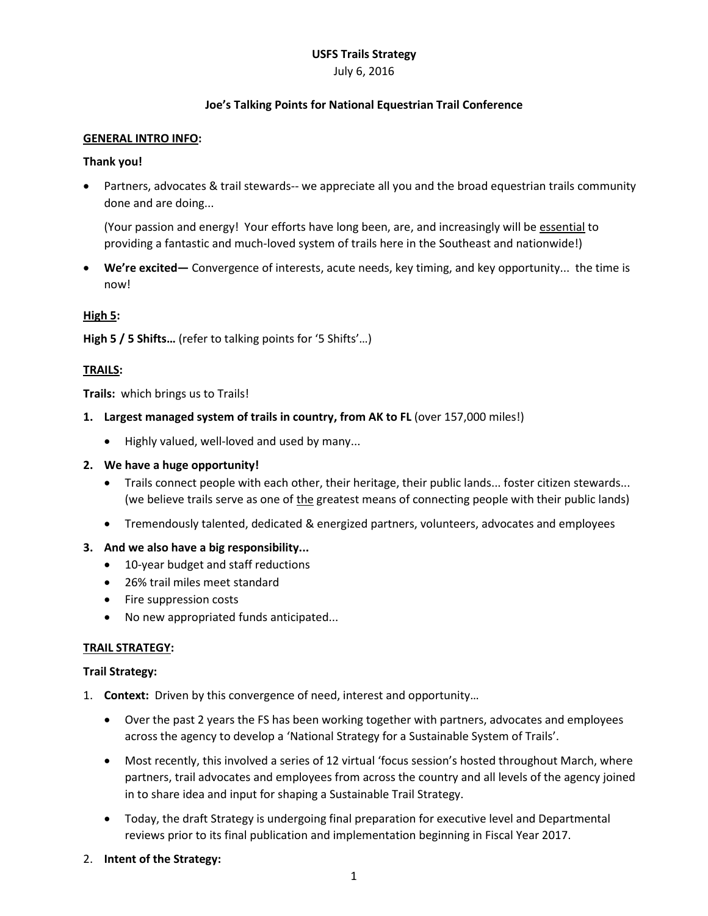**USFS Trails Strategy**

July 6, 2016

**Joe's Talking Points for National Equestrian Trail Conference**

**GENERAL INTRO INFO:**

**Thank you!**

- Partners, advocates & trail stewards-- we appreciate all you and the broad equestrian trails community done and are doing...

  (Your passion and energy! Your efforts have long been, are, and increasingly will be essential to providing a fantastic and much-loved system of trails here in the Southeast and nationwide!)

- **We're excited—** Convergence of interests, acute needs, key timing, and key opportunity... the time is now!

**High 5:**

**High 5 / 5 Shifts…** (refer to talking points for '5 Shifts'…)

**TRAILS:**

**Trails:** which brings us to Trails!

1. **Largest managed system of trails in country, from AK to FL** (over 157,000 miles!)
   - Highly valued, well-loved and used by many...
2. **We have a huge opportunity!**
   - Trails connect people with each other, their heritage, their public lands... foster citizen stewards... (we believe trails serve as one of the greatest means of connecting people with their public lands)
   - Tremendously talented, dedicated & energized partners, volunteers, advocates and employees
3. **And we also have a big responsibility...**
   - 10-year budget and staff reductions
   - 26% trail miles meet standard
   - Fire suppression costs
   - No new appropriated funds anticipated...

**TRAIL STRATEGY:**

**Trail Strategy:**

1. **Context:** Driven by this convergence of need, interest and opportunity…
   - Over the past 2 years the FS has been working together with partners, advocates and employees across the agency to develop a 'National Strategy for a Sustainable System of Trails'.
   - Most recently, this involved a series of 12 virtual 'focus session's hosted throughout March, where partners, trail advocates and employees from across the country and all levels of the agency joined in to share idea and input for shaping a Sustainable Trail Strategy.
   - Today, the draft Strategy is undergoing final preparation for executive level and Departmental reviews prior to its final publication and implementation beginning in Fiscal Year 2017.
2. **Intent of the Strategy:**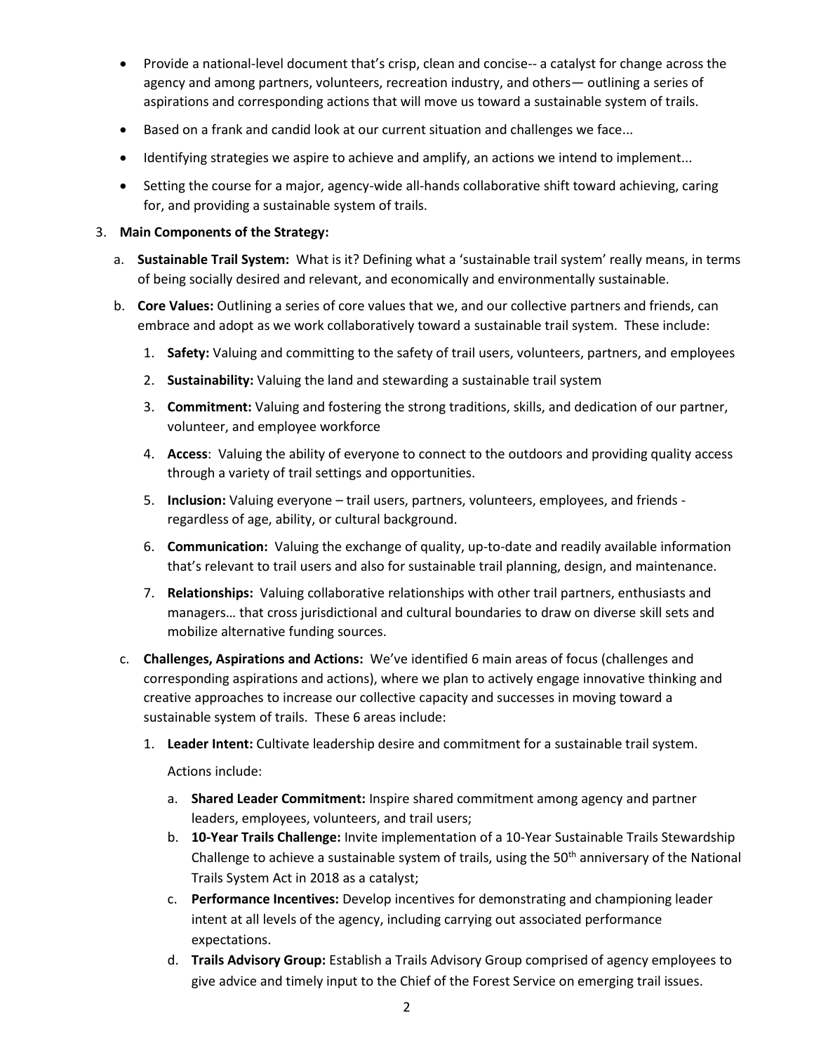- Provide a national-level document that's crisp, clean and concise-- a catalyst for change across the agency and among partners, volunteers, recreation industry, and others— outlining a series of aspirations and corresponding actions that will move us toward a sustainable system of trails.
- Based on a frank and candid look at our current situation and challenges we face...
- Identifying strategies we aspire to achieve and amplify, an actions we intend to implement...
- Setting the course for a major, agency-wide all-hands collaborative shift toward achieving, caring for, and providing a sustainable system of trails.

3. **Main Components of the Strategy:**
   a. **Sustainable Trail System:** What is it? Defining what a 'sustainable trail system' really means, in terms of being socially desired and relevant, and economically and environmentally sustainable.
   b. **Core Values:** Outlining a series of core values that we, and our collective partners and friends, can embrace and adopt as we work collaboratively toward a sustainable trail system. These include:
      1. **Safety:** Valuing and committing to the safety of trail users, volunteers, partners, and employees
      2. **Sustainability:** Valuing the land and stewarding a sustainable trail system
      3. **Commitment:** Valuing and fostering the strong traditions, skills, and dedication of our partner, volunteer, and employee workforce
      4. **Access**: Valuing the ability of everyone to connect to the outdoors and providing quality access through a variety of trail settings and opportunities.
      5. **Inclusion:** Valuing everyone – trail users, partners, volunteers, employees, and friends - regardless of age, ability, or cultural background.
      6. **Communication:** Valuing the exchange of quality, up-to-date and readily available information that's relevant to trail users and also for sustainable trail planning, design, and maintenance.
      7. **Relationships:** Valuing collaborative relationships with other trail partners, enthusiasts and managers… that cross jurisdictional and cultural boundaries to draw on diverse skill sets and mobilize alternative funding sources.
   c. **Challenges, Aspirations and Actions:** We've identified 6 main areas of focus (challenges and corresponding aspirations and actions), where we plan to actively engage innovative thinking and creative approaches to increase our collective capacity and successes in moving toward a sustainable system of trails. These 6 areas include:
      1. **Leader Intent:** Cultivate leadership desire and commitment for a sustainable trail system.

         Actions include:

         a. **Shared Leader Commitment:** Inspire shared commitment among agency and partner leaders, employees, volunteers, and trail users;
         b. **10-Year Trails Challenge:** Invite implementation of a 10-Year Sustainable Trails Stewardship Challenge to achieve a sustainable system of trails, using the 50th anniversary of the National Trails System Act in 2018 as a catalyst;
         c. **Performance Incentives:** Develop incentives for demonstrating and championing leader intent at all levels of the agency, including carrying out associated performance expectations.
         d. **Trails Advisory Group:** Establish a Trails Advisory Group comprised of agency employees to give advice and timely input to the Chief of the Forest Service on emerging trail issues.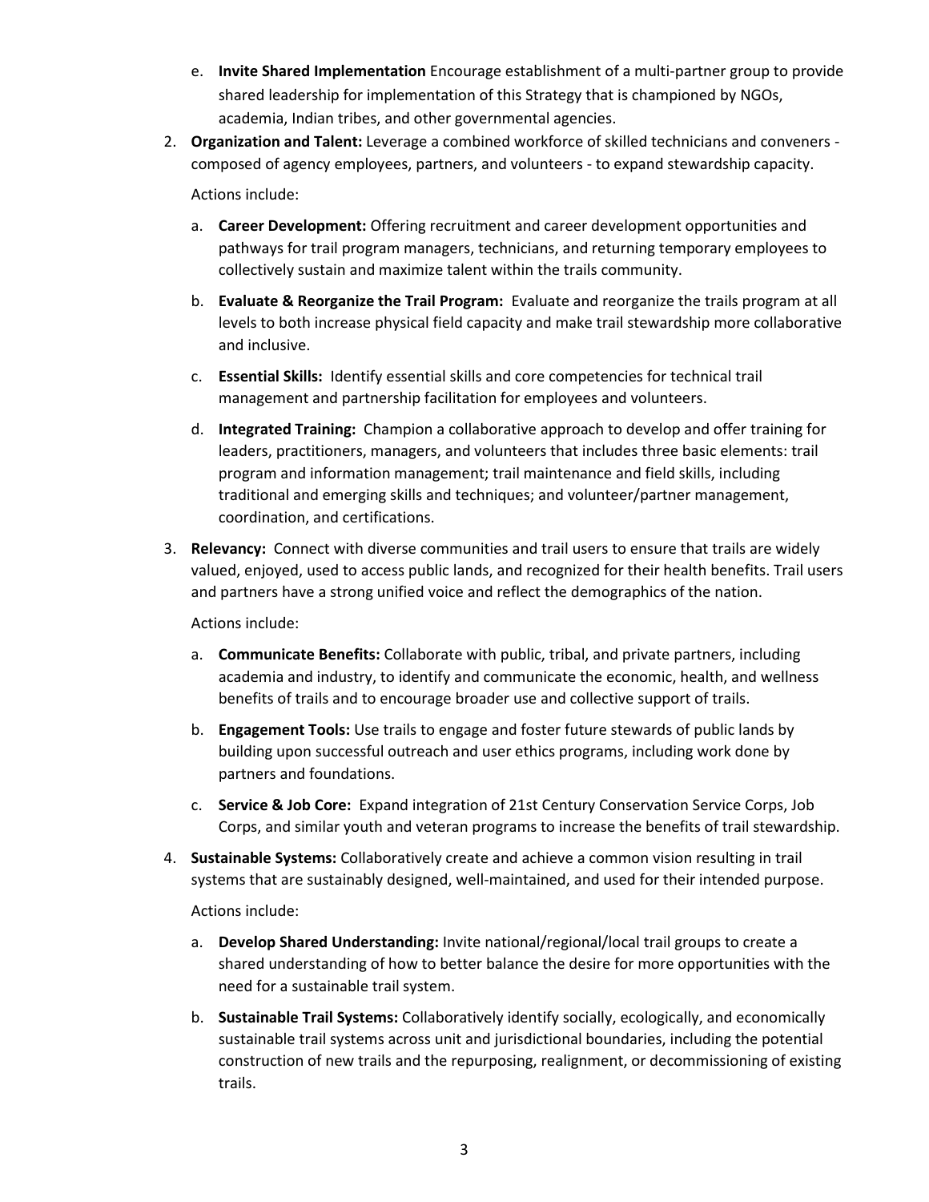e. **Invite Shared Implementation** Encourage establishment of a multi-partner group to provide shared leadership for implementation of this Strategy that is championed by NGOs, academia, Indian tribes, and other governmental agencies.

2. **Organization and Talent:** Leverage a combined workforce of skilled technicians and conveners - composed of agency employees, partners, and volunteers - to expand stewardship capacity.

   Actions include:

   a. **Career Development:** Offering recruitment and career development opportunities and pathways for trail program managers, technicians, and returning temporary employees to collectively sustain and maximize talent within the trails community.

   b. **Evaluate & Reorganize the Trail Program:** Evaluate and reorganize the trails program at all levels to both increase physical field capacity and make trail stewardship more collaborative and inclusive.

   c. **Essential Skills:** Identify essential skills and core competencies for technical trail management and partnership facilitation for employees and volunteers.

   d. **Integrated Training:** Champion a collaborative approach to develop and offer training for leaders, practitioners, managers, and volunteers that includes three basic elements: trail program and information management; trail maintenance and field skills, including traditional and emerging skills and techniques; and volunteer/partner management, coordination, and certifications.

3. **Relevancy:** Connect with diverse communities and trail users to ensure that trails are widely valued, enjoyed, used to access public lands, and recognized for their health benefits. Trail users and partners have a strong unified voice and reflect the demographics of the nation.

   Actions include:

   a. **Communicate Benefits:** Collaborate with public, tribal, and private partners, including academia and industry, to identify and communicate the economic, health, and wellness benefits of trails and to encourage broader use and collective support of trails.

   b. **Engagement Tools:** Use trails to engage and foster future stewards of public lands by building upon successful outreach and user ethics programs, including work done by partners and foundations.

   c. **Service & Job Core:** Expand integration of 21st Century Conservation Service Corps, Job Corps, and similar youth and veteran programs to increase the benefits of trail stewardship.

4. **Sustainable Systems:** Collaboratively create and achieve a common vision resulting in trail systems that are sustainably designed, well-maintained, and used for their intended purpose.

   Actions include:

   a. **Develop Shared Understanding:** Invite national/regional/local trail groups to create a shared understanding of how to better balance the desire for more opportunities with the need for a sustainable trail system.

   b. **Sustainable Trail Systems:** Collaboratively identify socially, ecologically, and economically sustainable trail systems across unit and jurisdictional boundaries, including the potential construction of new trails and the repurposing, realignment, or decommissioning of existing trails.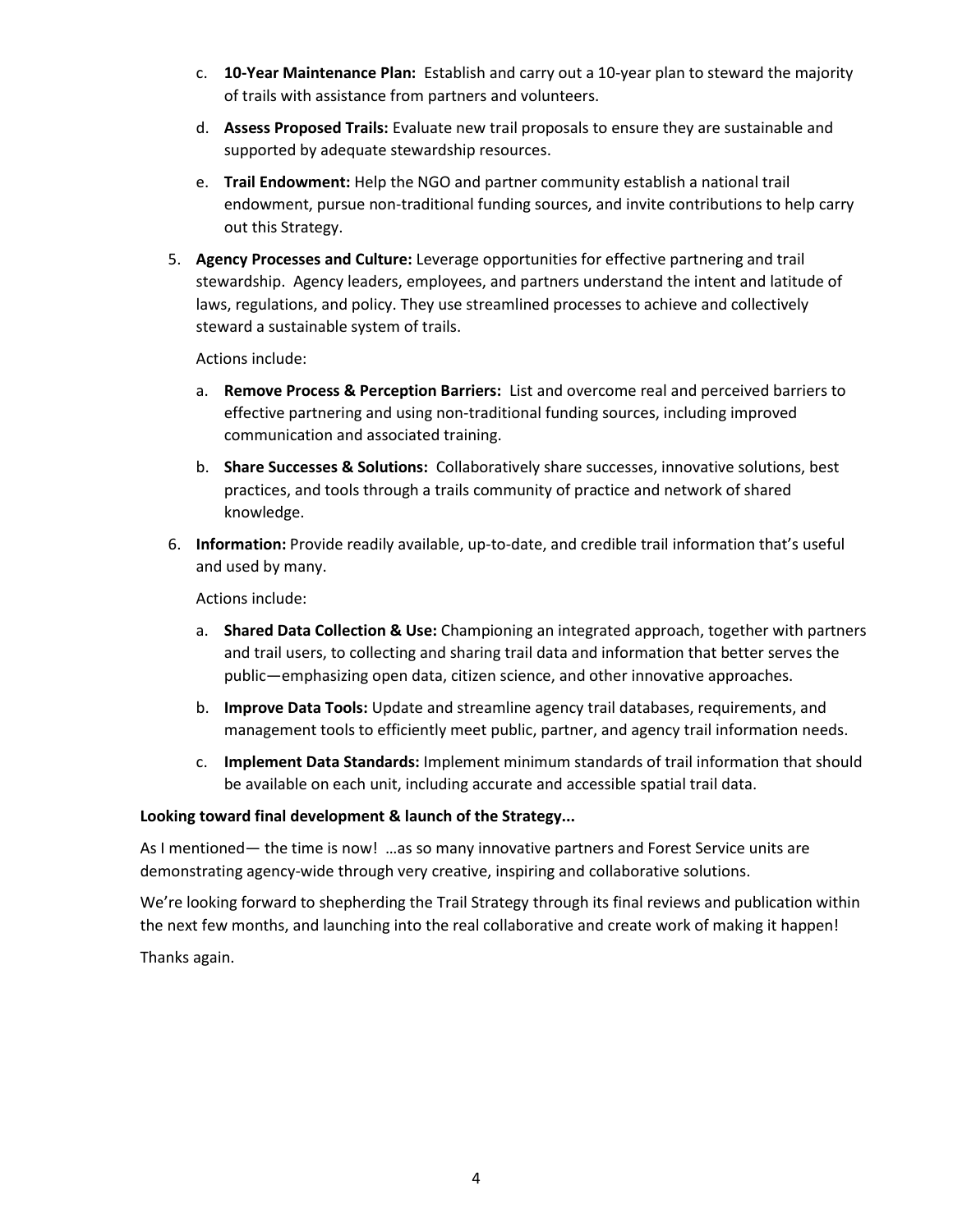c. **10-Year Maintenance Plan:** Establish and carry out a 10-year plan to steward the majority of trails with assistance from partners and volunteers.

d. **Assess Proposed Trails:** Evaluate new trail proposals to ensure they are sustainable and supported by adequate stewardship resources.

e. **Trail Endowment:** Help the NGO and partner community establish a national trail endowment, pursue non-traditional funding sources, and invite contributions to help carry out this Strategy.

5. **Agency Processes and Culture:** Leverage opportunities for effective partnering and trail stewardship. Agency leaders, employees, and partners understand the intent and latitude of laws, regulations, and policy. They use streamlined processes to achieve and collectively steward a sustainable system of trails.

   Actions include:

   a. **Remove Process & Perception Barriers:** List and overcome real and perceived barriers to effective partnering and using non-traditional funding sources, including improved communication and associated training.

   b. **Share Successes & Solutions:** Collaboratively share successes, innovative solutions, best practices, and tools through a trails community of practice and network of shared knowledge.

6. **Information:** Provide readily available, up-to-date, and credible trail information that's useful and used by many.

   Actions include:

   a. **Shared Data Collection & Use:** Championing an integrated approach, together with partners and trail users, to collecting and sharing trail data and information that better serves the public—emphasizing open data, citizen science, and other innovative approaches.

   b. **Improve Data Tools:** Update and streamline agency trail databases, requirements, and management tools to efficiently meet public, partner, and agency trail information needs.

   c. **Implement Data Standards:** Implement minimum standards of trail information that should be available on each unit, including accurate and accessible spatial trail data.

**Looking toward final development & launch of the Strategy...**

As I mentioned— the time is now! …as so many innovative partners and Forest Service units are demonstrating agency-wide through very creative, inspiring and collaborative solutions.

We're looking forward to shepherding the Trail Strategy through its final reviews and publication within the next few months, and launching into the real collaborative and create work of making it happen!

Thanks again.